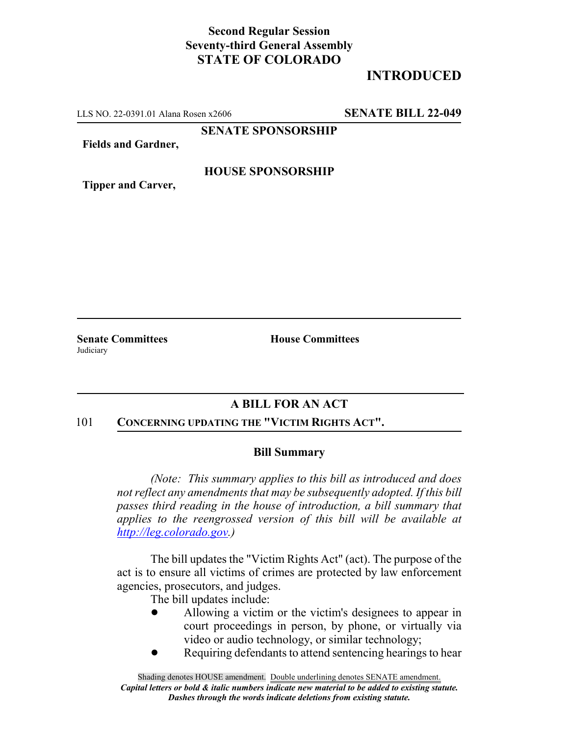**Second Regular Session**
**Seventy-third General Assembly**
**STATE OF COLORADO**

# INTRODUCED

LLS NO. 22-0391.01 Alana Rosen x2606 **SENATE BILL 22-049**

**SENATE SPONSORSHIP**

**Fields and Gardner,**

**HOUSE SPONSORSHIP**

**Tipper and Carver,**

**Senate Committees**
Judiciary

**House Committees**

## A BILL FOR AN ACT

101 **CONCERNING UPDATING THE "VICTIM RIGHTS ACT".**

### Bill Summary

*(Note: This summary applies to this bill as introduced and does not reflect any amendments that may be subsequently adopted. If this bill passes third reading in the house of introduction, a bill summary that applies to the reengrossed version of this bill will be available at http://leg.colorado.gov.)*

The bill updates the "Victim Rights Act" (act). The purpose of the act is to ensure all victims of crimes are protected by law enforcement agencies, prosecutors, and judges.

The bill updates include:

- Allowing a victim or the victim's designees to appear in court proceedings in person, by phone, or virtually via video or audio technology, or similar technology;
- Requiring defendants to attend sentencing hearings to hear

Shading denotes HOUSE amendment. Double underlining denotes SENATE amendment.
*Capital letters or bold & italic numbers indicate new material to be added to existing statute.*
*Dashes through the words indicate deletions from existing statute.*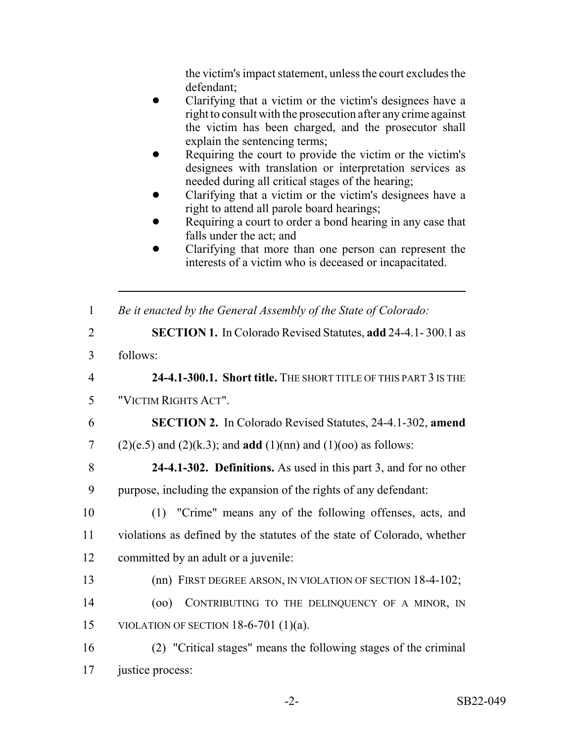the victim's impact statement, unless the court excludes the defendant;

- Clarifying that a victim or the victim's designees have a right to consult with the prosecution after any crime against the victim has been charged, and the prosecutor shall explain the sentencing terms;
- Requiring the court to provide the victim or the victim's designees with translation or interpretation services as needed during all critical stages of the hearing;
- Clarifying that a victim or the victim's designees have a right to attend all parole board hearings;
- Requiring a court to order a bond hearing in any case that falls under the act; and
- Clarifying that more than one person can represent the interests of a victim who is deceased or incapacitated.

---

1 *Be it enacted by the General Assembly of the State of Colorado:*

2 **SECTION 1.** In Colorado Revised Statutes, **add** 24-4.1- 300.1 as

3 follows:

4 **24-4.1-300.1. Short title.** THE SHORT TITLE OF THIS PART 3 IS THE

5 "VICTIM RIGHTS ACT".

6 **SECTION 2.** In Colorado Revised Statutes, 24-4.1-302, **amend**

7 (2)(e.5) and (2)(k.3); and **add** (1)(nn) and (1)(oo) as follows:

8 **24-4.1-302. Definitions.** As used in this part 3, and for no other

9 purpose, including the expansion of the rights of any defendant:

10 (1) "Crime" means any of the following offenses, acts, and

11 violations as defined by the statutes of the state of Colorado, whether

12 committed by an adult or a juvenile:

13 (nn) FIRST DEGREE ARSON, IN VIOLATION OF SECTION 18-4-102;

14 (oo) CONTRIBUTING TO THE DELINQUENCY OF A MINOR, IN

15 VIOLATION OF SECTION 18-6-701 (1)(a).

16 (2) "Critical stages" means the following stages of the criminal

17 justice process: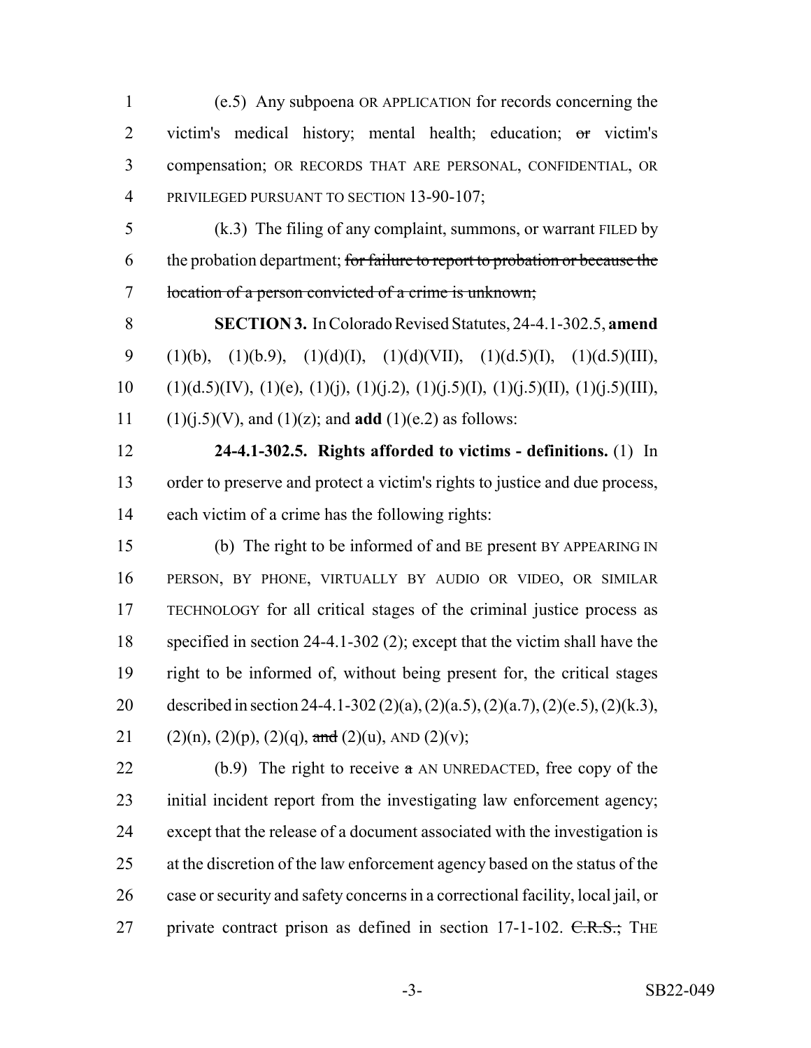(e.5) Any subpoena OR APPLICATION for records concerning the victim's medical history; mental health; education; ~~or~~ victim's compensation; OR RECORDS THAT ARE PERSONAL, CONFIDENTIAL, OR PRIVILEGED PURSUANT TO SECTION 13-90-107;

(k.3) The filing of any complaint, summons, or warrant FILED by the probation department; ~~for failure to report to probation or because the location of a person convicted of a crime is unknown;~~

**SECTION 3.** In Colorado Revised Statutes, 24-4.1-302.5, **amend** (1)(b), (1)(b.9), (1)(d)(I), (1)(d)(VII), (1)(d.5)(I), (1)(d.5)(III), (1)(d.5)(IV), (1)(e), (1)(j), (1)(j.2), (1)(j.5)(I), (1)(j.5)(II), (1)(j.5)(III), (1)(j.5)(V), and (1)(z); and **add** (1)(e.2) as follows:

**24-4.1-302.5. Rights afforded to victims - definitions.** (1) In order to preserve and protect a victim's rights to justice and due process, each victim of a crime has the following rights:

(b) The right to be informed of and BE present BY APPEARING IN PERSON, BY PHONE, VIRTUALLY BY AUDIO OR VIDEO, OR SIMILAR TECHNOLOGY for all critical stages of the criminal justice process as specified in section 24-4.1-302 (2); except that the victim shall have the right to be informed of, without being present for, the critical stages described in section 24-4.1-302 (2)(a), (2)(a.5), (2)(a.7), (2)(e.5), (2)(k.3), (2)(n), (2)(p), (2)(q), ~~and~~ (2)(u), AND (2)(v);

(b.9) The right to receive ~~a~~ AN UNREDACTED, free copy of the initial incident report from the investigating law enforcement agency; except that the release of a document associated with the investigation is at the discretion of the law enforcement agency based on the status of the case or security and safety concerns in a correctional facility, local jail, or private contract prison as defined in section 17-1-102. ~~C.R.S.;~~ THE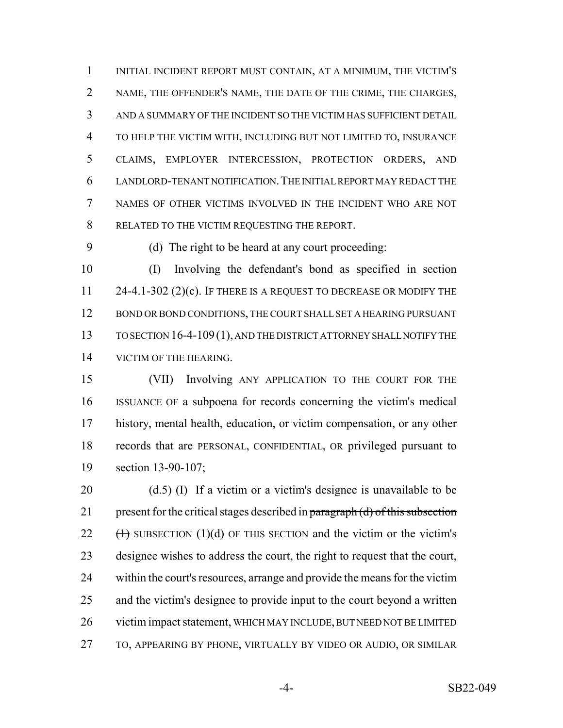INITIAL INCIDENT REPORT MUST CONTAIN, AT A MINIMUM, THE VICTIM'S NAME, THE OFFENDER'S NAME, THE DATE OF THE CRIME, THE CHARGES, AND A SUMMARY OF THE INCIDENT SO THE VICTIM HAS SUFFICIENT DETAIL TO HELP THE VICTIM WITH, INCLUDING BUT NOT LIMITED TO, INSURANCE CLAIMS, EMPLOYER INTERCESSION, PROTECTION ORDERS, AND LANDLORD-TENANT NOTIFICATION. THE INITIAL REPORT MAY REDACT THE NAMES OF OTHER VICTIMS INVOLVED IN THE INCIDENT WHO ARE NOT RELATED TO THE VICTIM REQUESTING THE REPORT.

(d) The right to be heard at any court proceeding:

(I) Involving the defendant's bond as specified in section 24-4.1-302 (2)(c). IF THERE IS A REQUEST TO DECREASE OR MODIFY THE BOND OR BOND CONDITIONS, THE COURT SHALL SET A HEARING PURSUANT TO SECTION 16-4-109 (1), AND THE DISTRICT ATTORNEY SHALL NOTIFY THE VICTIM OF THE HEARING.

(VII) Involving ANY APPLICATION TO THE COURT FOR THE ISSUANCE OF a subpoena for records concerning the victim's medical history, mental health, education, or victim compensation, or any other records that are PERSONAL, CONFIDENTIAL, OR privileged pursuant to section 13-90-107;

(d.5) (I) If a victim or a victim's designee is unavailable to be present for the critical stages described in ~~paragraph (d) of this subsection (1)~~ SUBSECTION (1)(d) OF THIS SECTION and the victim or the victim's designee wishes to address the court, the right to request that the court, within the court's resources, arrange and provide the means for the victim and the victim's designee to provide input to the court beyond a written victim impact statement, WHICH MAY INCLUDE, BUT NEED NOT BE LIMITED TO, APPEARING BY PHONE, VIRTUALLY BY VIDEO OR AUDIO, OR SIMILAR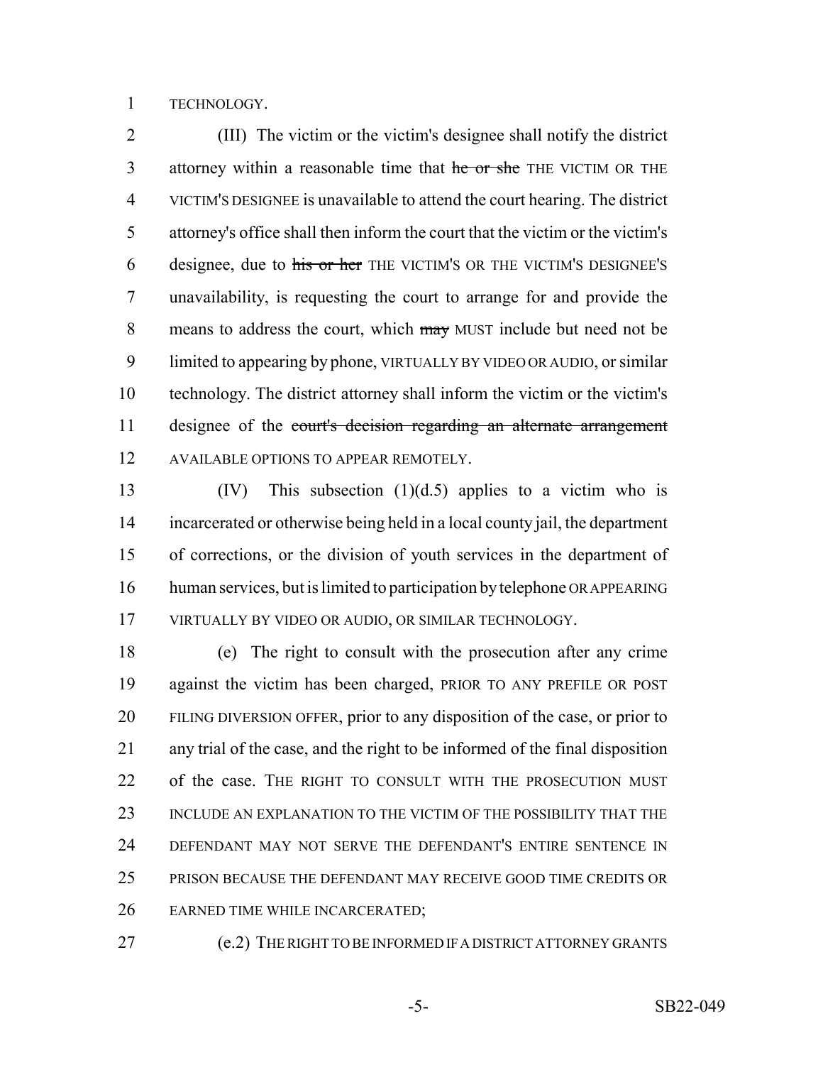TECHNOLOGY.

(III) The victim or the victim's designee shall notify the district attorney within a reasonable time that ~~he or she~~ THE VICTIM OR THE VICTIM'S DESIGNEE is unavailable to attend the court hearing. The district attorney's office shall then inform the court that the victim or the victim's designee, due to ~~his or her~~ THE VICTIM'S OR THE VICTIM'S DESIGNEE'S unavailability, is requesting the court to arrange for and provide the means to address the court, which ~~may~~ MUST include but need not be limited to appearing by phone, VIRTUALLY BY VIDEO OR AUDIO, or similar technology. The district attorney shall inform the victim or the victim's designee of the ~~court's decision regarding an alternate arrangement~~ AVAILABLE OPTIONS TO APPEAR REMOTELY.

(IV) This subsection (1)(d.5) applies to a victim who is incarcerated or otherwise being held in a local county jail, the department of corrections, or the division of youth services in the department of human services, but is limited to participation by telephone OR APPEARING VIRTUALLY BY VIDEO OR AUDIO, OR SIMILAR TECHNOLOGY.

(e) The right to consult with the prosecution after any crime against the victim has been charged, PRIOR TO ANY PREFILE OR POST FILING DIVERSION OFFER, prior to any disposition of the case, or prior to any trial of the case, and the right to be informed of the final disposition of the case. THE RIGHT TO CONSULT WITH THE PROSECUTION MUST INCLUDE AN EXPLANATION TO THE VICTIM OF THE POSSIBILITY THAT THE DEFENDANT MAY NOT SERVE THE DEFENDANT'S ENTIRE SENTENCE IN PRISON BECAUSE THE DEFENDANT MAY RECEIVE GOOD TIME CREDITS OR EARNED TIME WHILE INCARCERATED;

(e.2) THE RIGHT TO BE INFORMED IF A DISTRICT ATTORNEY GRANTS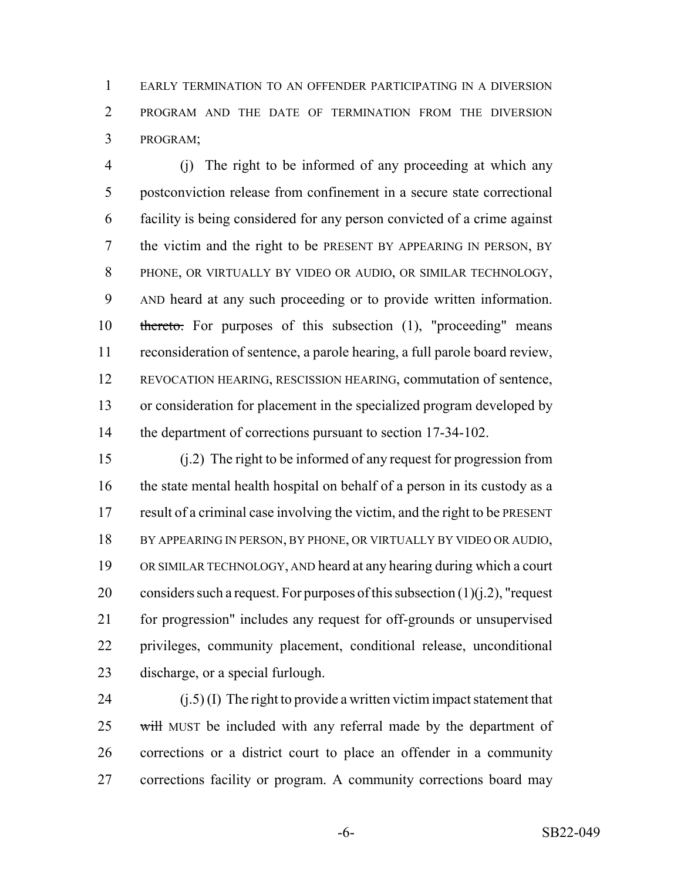EARLY TERMINATION TO AN OFFENDER PARTICIPATING IN A DIVERSION PROGRAM AND THE DATE OF TERMINATION FROM THE DIVERSION PROGRAM;

(j) The right to be informed of any proceeding at which any postconviction release from confinement in a secure state correctional facility is being considered for any person convicted of a crime against the victim and the right to be PRESENT BY APPEARING IN PERSON, BY PHONE, OR VIRTUALLY BY VIDEO OR AUDIO, OR SIMILAR TECHNOLOGY, AND heard at any such proceeding or to provide written information. ~~thereto.~~ For purposes of this subsection (1), "proceeding" means reconsideration of sentence, a parole hearing, a full parole board review, REVOCATION HEARING, RESCISSION HEARING, commutation of sentence, or consideration for placement in the specialized program developed by the department of corrections pursuant to section 17-34-102.

(j.2) The right to be informed of any request for progression from the state mental health hospital on behalf of a person in its custody as a result of a criminal case involving the victim, and the right to be PRESENT BY APPEARING IN PERSON, BY PHONE, OR VIRTUALLY BY VIDEO OR AUDIO, OR SIMILAR TECHNOLOGY, AND heard at any hearing during which a court considers such a request. For purposes of this subsection (1)(j.2), "request for progression" includes any request for off-grounds or unsupervised privileges, community placement, conditional release, unconditional discharge, or a special furlough.

(j.5) (I) The right to provide a written victim impact statement that ~~will~~ MUST be included with any referral made by the department of corrections or a district court to place an offender in a community corrections facility or program. A community corrections board may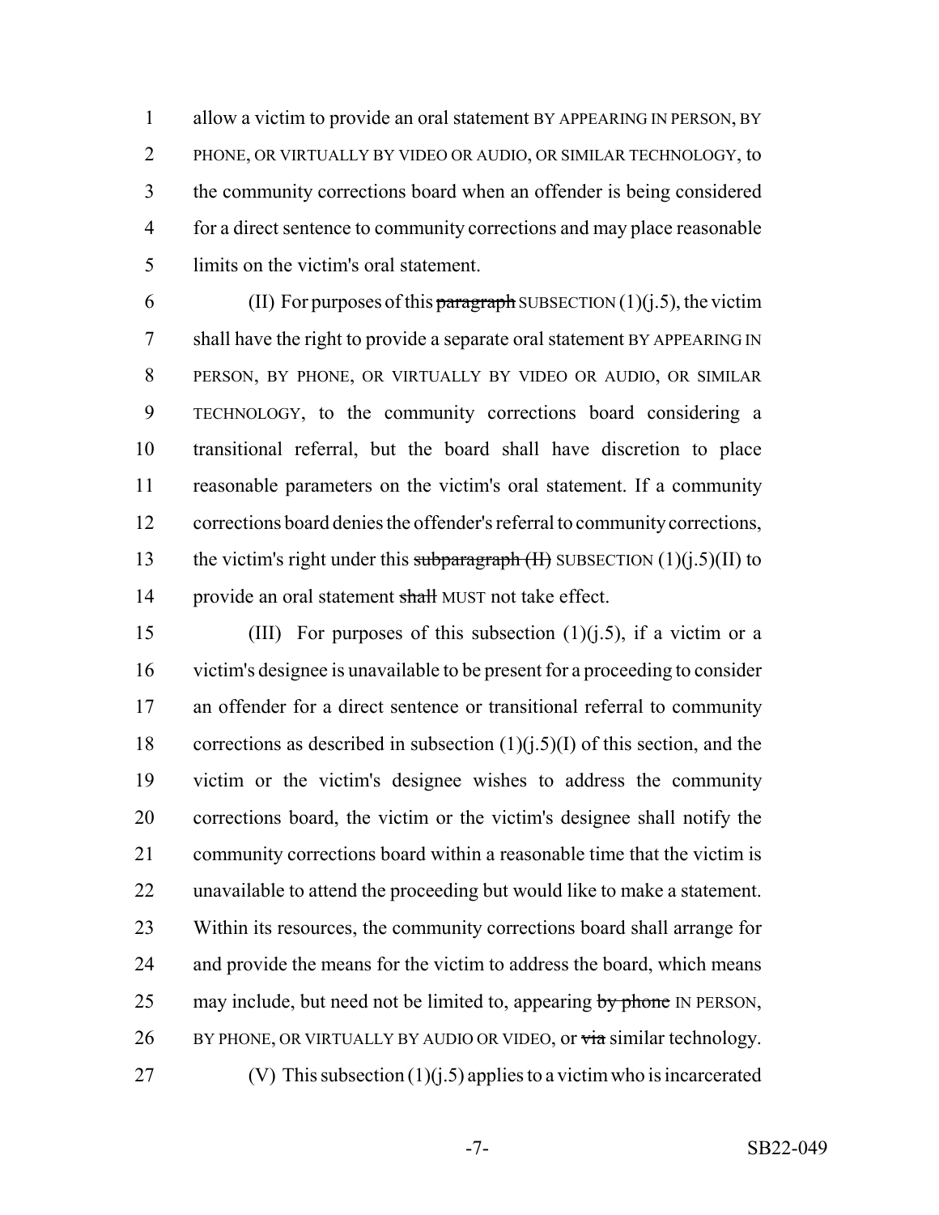allow a victim to provide an oral statement BY APPEARING IN PERSON, BY PHONE, OR VIRTUALLY BY VIDEO OR AUDIO, OR SIMILAR TECHNOLOGY, to the community corrections board when an offender is being considered for a direct sentence to community corrections and may place reasonable limits on the victim's oral statement.

(II) For purposes of this ~~paragraph~~ SUBSECTION (1)(j.5), the victim shall have the right to provide a separate oral statement BY APPEARING IN PERSON, BY PHONE, OR VIRTUALLY BY VIDEO OR AUDIO, OR SIMILAR TECHNOLOGY, to the community corrections board considering a transitional referral, but the board shall have discretion to place reasonable parameters on the victim's oral statement. If a community corrections board denies the offender's referral to community corrections, the victim's right under this ~~subparagraph (II)~~ SUBSECTION (1)(j.5)(II) to provide an oral statement ~~shall~~ MUST not take effect.

(III) For purposes of this subsection (1)(j.5), if a victim or a victim's designee is unavailable to be present for a proceeding to consider an offender for a direct sentence or transitional referral to community corrections as described in subsection (1)(j.5)(I) of this section, and the victim or the victim's designee wishes to address the community corrections board, the victim or the victim's designee shall notify the community corrections board within a reasonable time that the victim is unavailable to attend the proceeding but would like to make a statement. Within its resources, the community corrections board shall arrange for and provide the means for the victim to address the board, which means may include, but need not be limited to, appearing ~~by phone~~ IN PERSON, BY PHONE, OR VIRTUALLY BY AUDIO OR VIDEO, or ~~via~~ similar technology.

(V) This subsection (1)(j.5) applies to a victim who is incarcerated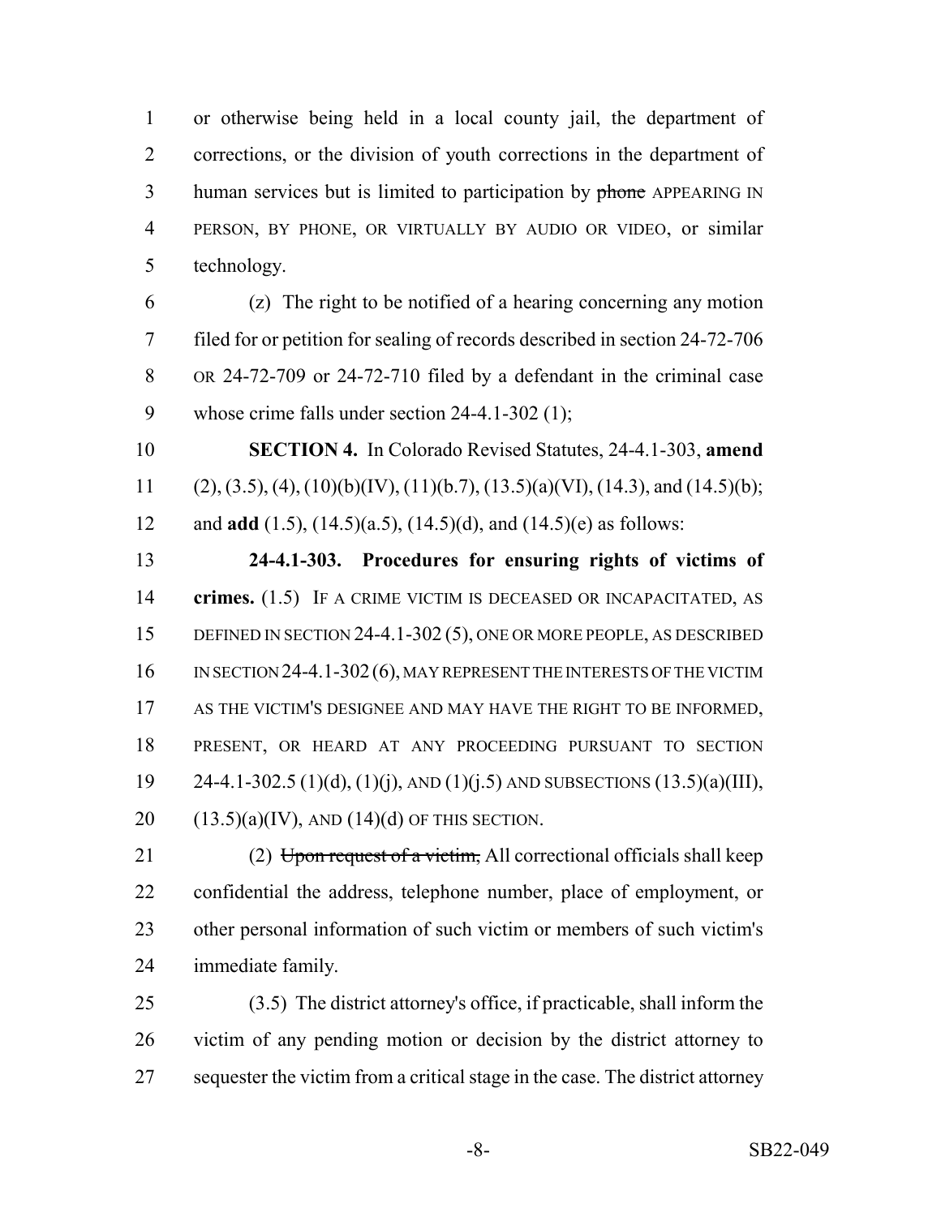or otherwise being held in a local county jail, the department of corrections, or the division of youth corrections in the department of human services but is limited to participation by ~~phone~~ APPEARING IN PERSON, BY PHONE, OR VIRTUALLY BY AUDIO OR VIDEO, or similar technology.

(z) The right to be notified of a hearing concerning any motion filed for or petition for sealing of records described in section 24-72-706 OR 24-72-709 or 24-72-710 filed by a defendant in the criminal case whose crime falls under section 24-4.1-302 (1);

**SECTION 4.** In Colorado Revised Statutes, 24-4.1-303, **amend** (2), (3.5), (4), (10)(b)(IV), (11)(b.7), (13.5)(a)(VI), (14.3), and (14.5)(b); and **add** (1.5), (14.5)(a.5), (14.5)(d), and (14.5)(e) as follows:

**24-4.1-303. Procedures for ensuring rights of victims of crimes.** (1.5) IF A CRIME VICTIM IS DECEASED OR INCAPACITATED, AS DEFINED IN SECTION 24-4.1-302 (5), ONE OR MORE PEOPLE, AS DESCRIBED IN SECTION 24-4.1-302 (6), MAY REPRESENT THE INTERESTS OF THE VICTIM AS THE VICTIM'S DESIGNEE AND MAY HAVE THE RIGHT TO BE INFORMED, PRESENT, OR HEARD AT ANY PROCEEDING PURSUANT TO SECTION 24-4.1-302.5 (1)(d), (1)(j), AND (1)(j.5) AND SUBSECTIONS (13.5)(a)(III), (13.5)(a)(IV), AND (14)(d) OF THIS SECTION.

(2) ~~Upon request of a victim,~~ All correctional officials shall keep confidential the address, telephone number, place of employment, or other personal information of such victim or members of such victim's immediate family.

(3.5) The district attorney's office, if practicable, shall inform the victim of any pending motion or decision by the district attorney to sequester the victim from a critical stage in the case. The district attorney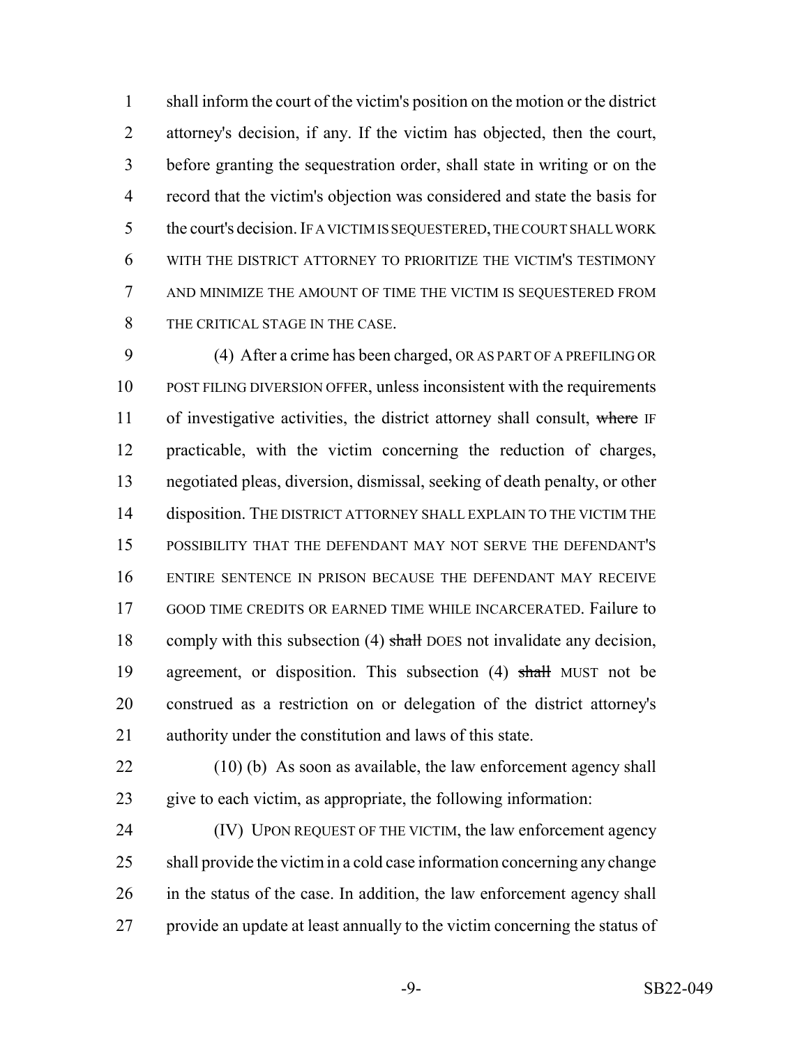shall inform the court of the victim's position on the motion or the district attorney's decision, if any. If the victim has objected, then the court, before granting the sequestration order, shall state in writing or on the record that the victim's objection was considered and state the basis for the court's decision. IF A VICTIM IS SEQUESTERED, THE COURT SHALL WORK WITH THE DISTRICT ATTORNEY TO PRIORITIZE THE VICTIM'S TESTIMONY AND MINIMIZE THE AMOUNT OF TIME THE VICTIM IS SEQUESTERED FROM THE CRITICAL STAGE IN THE CASE.

(4) After a crime has been charged, OR AS PART OF A PREFILING OR POST FILING DIVERSION OFFER, unless inconsistent with the requirements of investigative activities, the district attorney shall consult, ~~where~~ IF practicable, with the victim concerning the reduction of charges, negotiated pleas, diversion, dismissal, seeking of death penalty, or other disposition. THE DISTRICT ATTORNEY SHALL EXPLAIN TO THE VICTIM THE POSSIBILITY THAT THE DEFENDANT MAY NOT SERVE THE DEFENDANT'S ENTIRE SENTENCE IN PRISON BECAUSE THE DEFENDANT MAY RECEIVE GOOD TIME CREDITS OR EARNED TIME WHILE INCARCERATED. Failure to comply with this subsection (4) ~~shall~~ DOES not invalidate any decision, agreement, or disposition. This subsection (4) ~~shall~~ MUST not be construed as a restriction on or delegation of the district attorney's authority under the constitution and laws of this state.

(10) (b) As soon as available, the law enforcement agency shall give to each victim, as appropriate, the following information:

(IV) UPON REQUEST OF THE VICTIM, the law enforcement agency shall provide the victim in a cold case information concerning any change in the status of the case. In addition, the law enforcement agency shall provide an update at least annually to the victim concerning the status of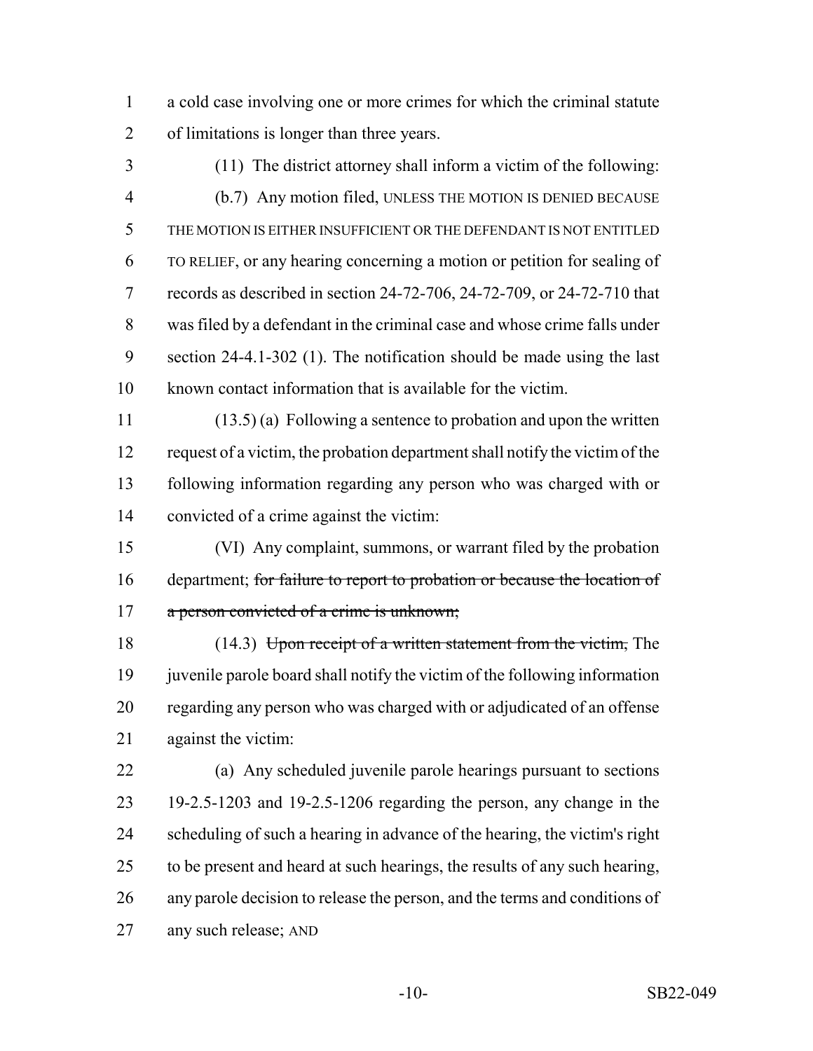a cold case involving one or more crimes for which the criminal statute of limitations is longer than three years.

(11) The district attorney shall inform a victim of the following:

(b.7) Any motion filed, UNLESS THE MOTION IS DENIED BECAUSE THE MOTION IS EITHER INSUFFICIENT OR THE DEFENDANT IS NOT ENTITLED TO RELIEF, or any hearing concerning a motion or petition for sealing of records as described in section 24-72-706, 24-72-709, or 24-72-710 that was filed by a defendant in the criminal case and whose crime falls under section 24-4.1-302 (1). The notification should be made using the last known contact information that is available for the victim.

(13.5) (a) Following a sentence to probation and upon the written request of a victim, the probation department shall notify the victim of the following information regarding any person who was charged with or convicted of a crime against the victim:

(VI) Any complaint, summons, or warrant filed by the probation department; ~~for failure to report to probation or because the location of a person convicted of a crime is unknown;~~

(14.3) ~~Upon receipt of a written statement from the victim,~~ The juvenile parole board shall notify the victim of the following information regarding any person who was charged with or adjudicated of an offense against the victim:

(a) Any scheduled juvenile parole hearings pursuant to sections 19-2.5-1203 and 19-2.5-1206 regarding the person, any change in the scheduling of such a hearing in advance of the hearing, the victim's right to be present and heard at such hearings, the results of any such hearing, any parole decision to release the person, and the terms and conditions of any such release; AND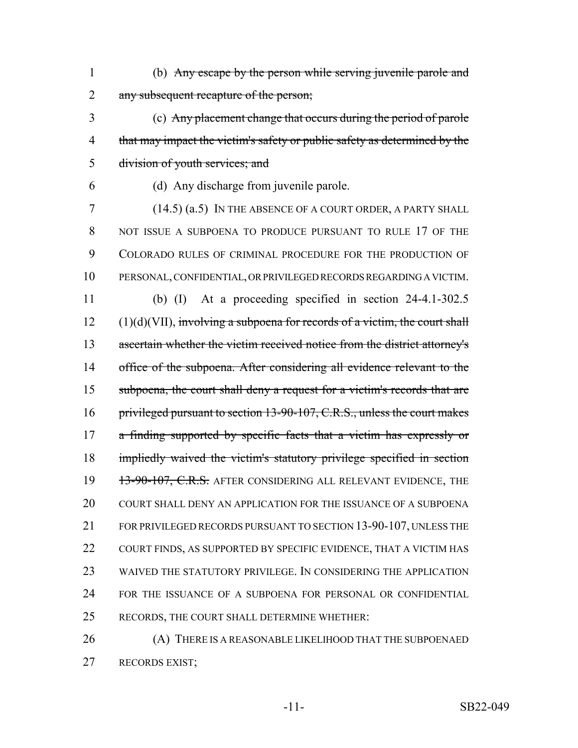(b) ~~Any escape by the person while serving juvenile parole and any subsequent recapture of the person;~~

(c) ~~Any placement change that occurs during the period of parole that may impact the victim's safety or public safety as determined by the division of youth services; and~~

(d) Any discharge from juvenile parole.

(14.5) (a.5) IN THE ABSENCE OF A COURT ORDER, A PARTY SHALL NOT ISSUE A SUBPOENA TO PRODUCE PURSUANT TO RULE 17 OF THE COLORADO RULES OF CRIMINAL PROCEDURE FOR THE PRODUCTION OF PERSONAL, CONFIDENTIAL, OR PRIVILEGED RECORDS REGARDING A VICTIM.

(b) (I) At a proceeding specified in section 24-4.1-302.5 (1)(d)(VII), ~~involving a subpoena for records of a victim, the court shall ascertain whether the victim received notice from the district attorney's office of the subpoena. After considering all evidence relevant to the subpoena, the court shall deny a request for a victim's records that are privileged pursuant to section 13-90-107, C.R.S., unless the court makes a finding supported by specific facts that a victim has expressly or impliedly waived the victim's statutory privilege specified in section 13-90-107, C.R.S.~~ AFTER CONSIDERING ALL RELEVANT EVIDENCE, THE COURT SHALL DENY AN APPLICATION FOR THE ISSUANCE OF A SUBPOENA FOR PRIVILEGED RECORDS PURSUANT TO SECTION 13-90-107, UNLESS THE COURT FINDS, AS SUPPORTED BY SPECIFIC EVIDENCE, THAT A VICTIM HAS WAIVED THE STATUTORY PRIVILEGE. IN CONSIDERING THE APPLICATION FOR THE ISSUANCE OF A SUBPOENA FOR PERSONAL OR CONFIDENTIAL RECORDS, THE COURT SHALL DETERMINE WHETHER:

(A) THERE IS A REASONABLE LIKELIHOOD THAT THE SUBPOENAED RECORDS EXIST;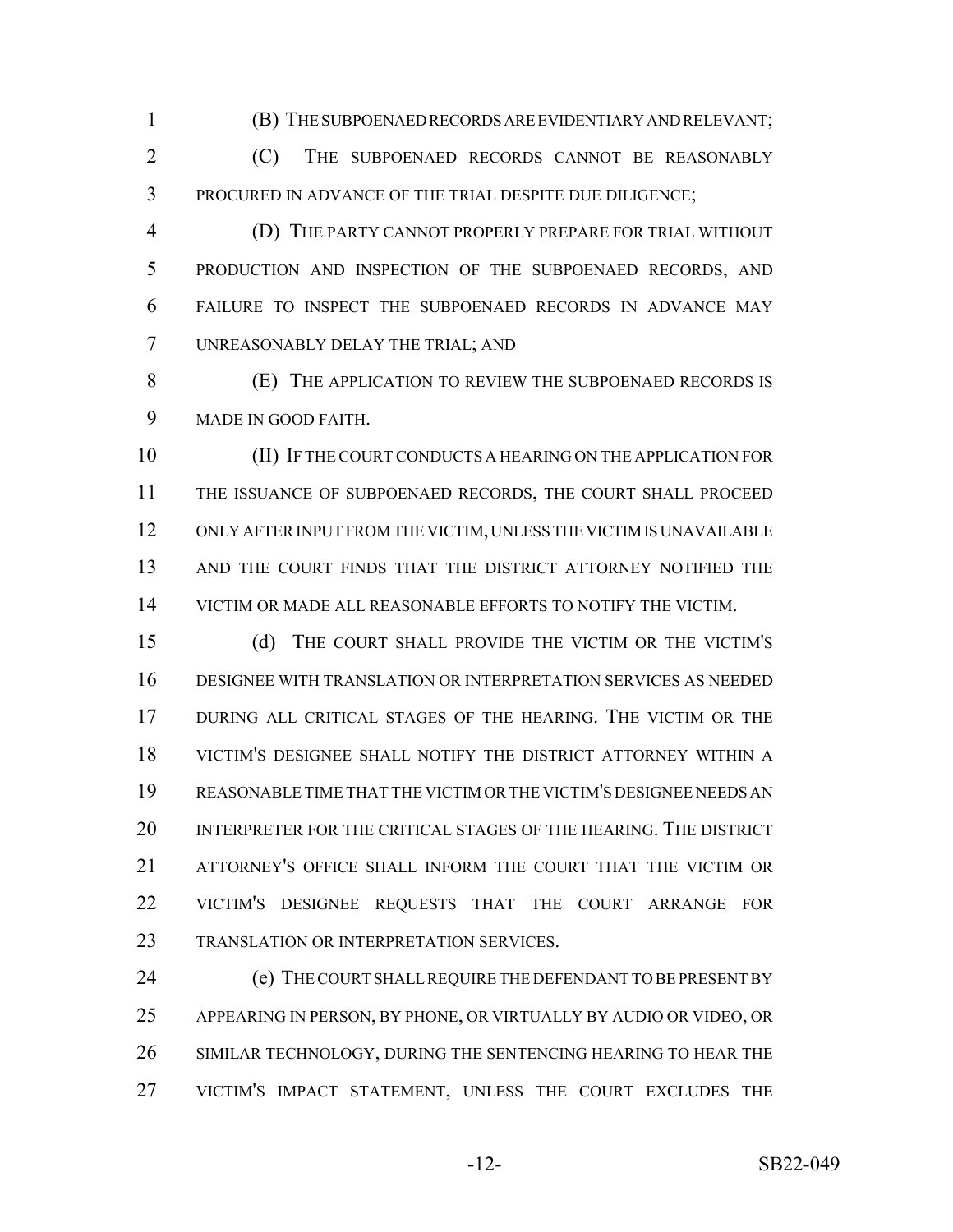(B) THE SUBPOENAED RECORDS ARE EVIDENTIARY AND RELEVANT;

(C) THE SUBPOENAED RECORDS CANNOT BE REASONABLY PROCURED IN ADVANCE OF THE TRIAL DESPITE DUE DILIGENCE;

(D) THE PARTY CANNOT PROPERLY PREPARE FOR TRIAL WITHOUT PRODUCTION AND INSPECTION OF THE SUBPOENAED RECORDS, AND FAILURE TO INSPECT THE SUBPOENAED RECORDS IN ADVANCE MAY UNREASONABLY DELAY THE TRIAL; AND

(E) THE APPLICATION TO REVIEW THE SUBPOENAED RECORDS IS MADE IN GOOD FAITH.

(II) IF THE COURT CONDUCTS A HEARING ON THE APPLICATION FOR THE ISSUANCE OF SUBPOENAED RECORDS, THE COURT SHALL PROCEED ONLY AFTER INPUT FROM THE VICTIM, UNLESS THE VICTIM IS UNAVAILABLE AND THE COURT FINDS THAT THE DISTRICT ATTORNEY NOTIFIED THE VICTIM OR MADE ALL REASONABLE EFFORTS TO NOTIFY THE VICTIM.

(d) THE COURT SHALL PROVIDE THE VICTIM OR THE VICTIM'S DESIGNEE WITH TRANSLATION OR INTERPRETATION SERVICES AS NEEDED DURING ALL CRITICAL STAGES OF THE HEARING. THE VICTIM OR THE VICTIM'S DESIGNEE SHALL NOTIFY THE DISTRICT ATTORNEY WITHIN A REASONABLE TIME THAT THE VICTIM OR THE VICTIM'S DESIGNEE NEEDS AN INTERPRETER FOR THE CRITICAL STAGES OF THE HEARING. THE DISTRICT ATTORNEY'S OFFICE SHALL INFORM THE COURT THAT THE VICTIM OR VICTIM'S DESIGNEE REQUESTS THAT THE COURT ARRANGE FOR TRANSLATION OR INTERPRETATION SERVICES.

(e) THE COURT SHALL REQUIRE THE DEFENDANT TO BE PRESENT BY APPEARING IN PERSON, BY PHONE, OR VIRTUALLY BY AUDIO OR VIDEO, OR SIMILAR TECHNOLOGY, DURING THE SENTENCING HEARING TO HEAR THE VICTIM'S IMPACT STATEMENT, UNLESS THE COURT EXCLUDES THE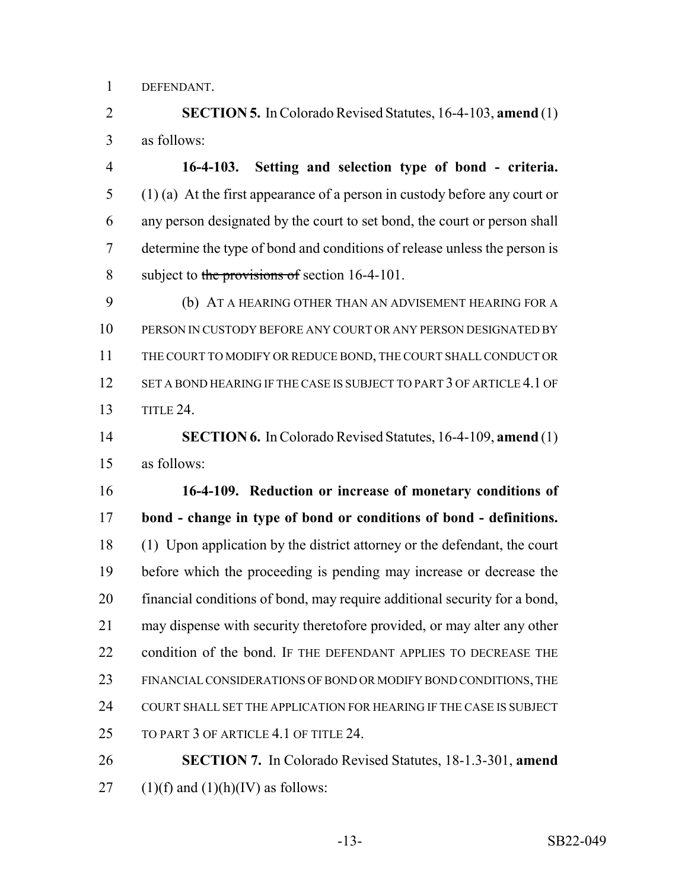DEFENDANT.

**SECTION 5.** In Colorado Revised Statutes, 16-4-103, **amend** (1) as follows:

**16-4-103. Setting and selection type of bond - criteria.** (1) (a) At the first appearance of a person in custody before any court or any person designated by the court to set bond, the court or person shall determine the type of bond and conditions of release unless the person is subject to ~~the provisions of~~ section 16-4-101.

(b) AT A HEARING OTHER THAN AN ADVISEMENT HEARING FOR A PERSON IN CUSTODY BEFORE ANY COURT OR ANY PERSON DESIGNATED BY THE COURT TO MODIFY OR REDUCE BOND, THE COURT SHALL CONDUCT OR SET A BOND HEARING IF THE CASE IS SUBJECT TO PART 3 OF ARTICLE 4.1 OF TITLE 24.

**SECTION 6.** In Colorado Revised Statutes, 16-4-109, **amend** (1) as follows:

**16-4-109. Reduction or increase of monetary conditions of bond - change in type of bond or conditions of bond - definitions.** (1) Upon application by the district attorney or the defendant, the court before which the proceeding is pending may increase or decrease the financial conditions of bond, may require additional security for a bond, may dispense with security theretofore provided, or may alter any other condition of the bond. IF THE DEFENDANT APPLIES TO DECREASE THE FINANCIAL CONSIDERATIONS OF BOND OR MODIFY BOND CONDITIONS, THE COURT SHALL SET THE APPLICATION FOR HEARING IF THE CASE IS SUBJECT TO PART 3 OF ARTICLE 4.1 OF TITLE 24.

**SECTION 7.** In Colorado Revised Statutes, 18-1.3-301, **amend** (1)(f) and (1)(h)(IV) as follows: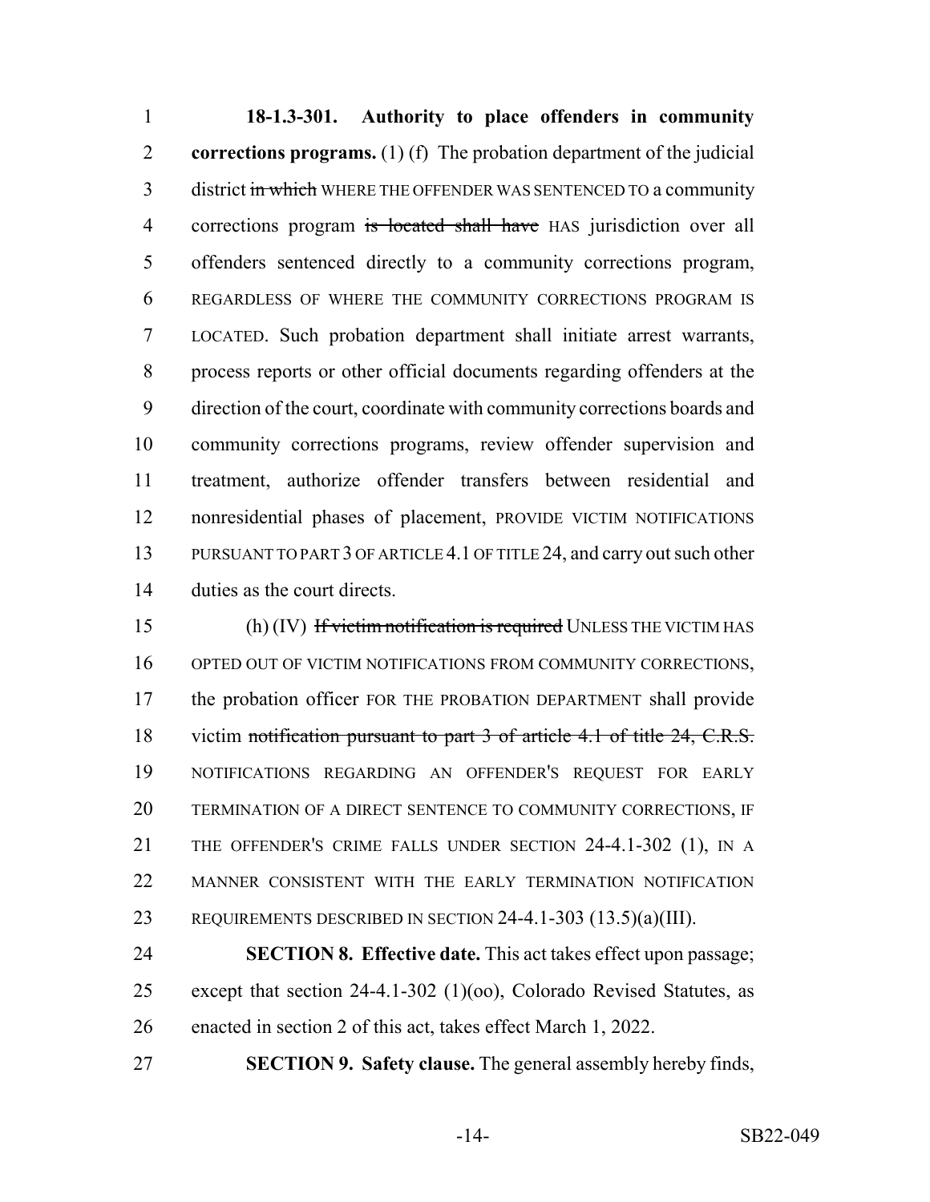**18-1.3-301. Authority to place offenders in community corrections programs.** (1) (f) The probation department of the judicial district ~~in which~~ WHERE THE OFFENDER WAS SENTENCED TO a community corrections program ~~is located shall have~~ HAS jurisdiction over all offenders sentenced directly to a community corrections program, REGARDLESS OF WHERE THE COMMUNITY CORRECTIONS PROGRAM IS LOCATED. Such probation department shall initiate arrest warrants, process reports or other official documents regarding offenders at the direction of the court, coordinate with community corrections boards and community corrections programs, review offender supervision and treatment, authorize offender transfers between residential and nonresidential phases of placement, PROVIDE VICTIM NOTIFICATIONS PURSUANT TO PART 3 OF ARTICLE 4.1 OF TITLE 24, and carry out such other duties as the court directs.

(h) (IV) ~~If victim notification is required~~ UNLESS THE VICTIM HAS OPTED OUT OF VICTIM NOTIFICATIONS FROM COMMUNITY CORRECTIONS, the probation officer FOR THE PROBATION DEPARTMENT shall provide victim ~~notification pursuant to part 3 of article 4.1 of title 24, C.R.S.~~ NOTIFICATIONS REGARDING AN OFFENDER'S REQUEST FOR EARLY TERMINATION OF A DIRECT SENTENCE TO COMMUNITY CORRECTIONS, IF THE OFFENDER'S CRIME FALLS UNDER SECTION 24-4.1-302 (1), IN A MANNER CONSISTENT WITH THE EARLY TERMINATION NOTIFICATION REQUIREMENTS DESCRIBED IN SECTION 24-4.1-303 (13.5)(a)(III).

**SECTION 8. Effective date.** This act takes effect upon passage; except that section 24-4.1-302 (1)(oo), Colorado Revised Statutes, as enacted in section 2 of this act, takes effect March 1, 2022.

**SECTION 9. Safety clause.** The general assembly hereby finds,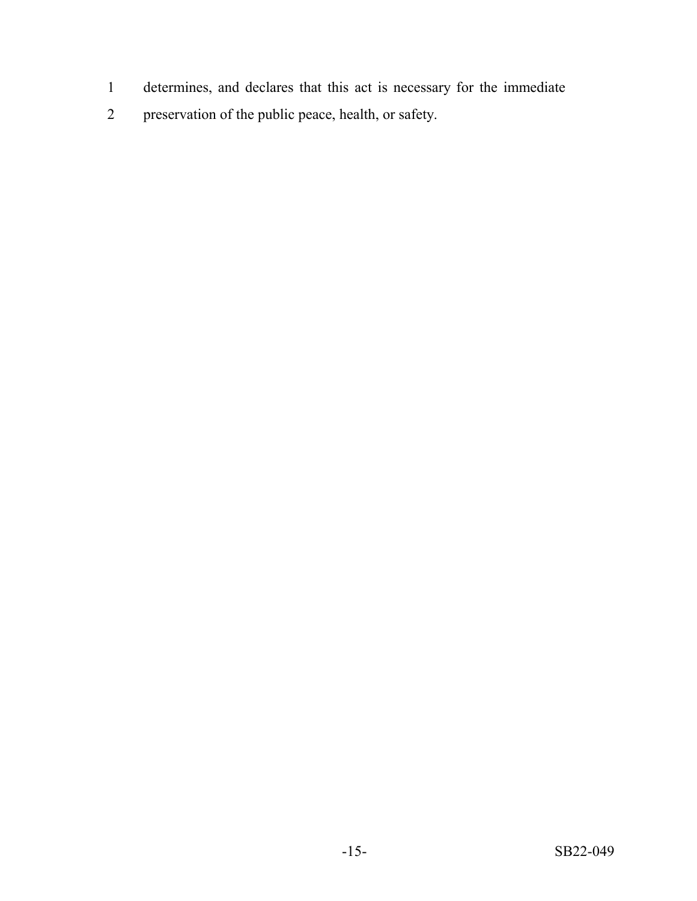determines, and declares that this act is necessary for the immediate preservation of the public peace, health, or safety.